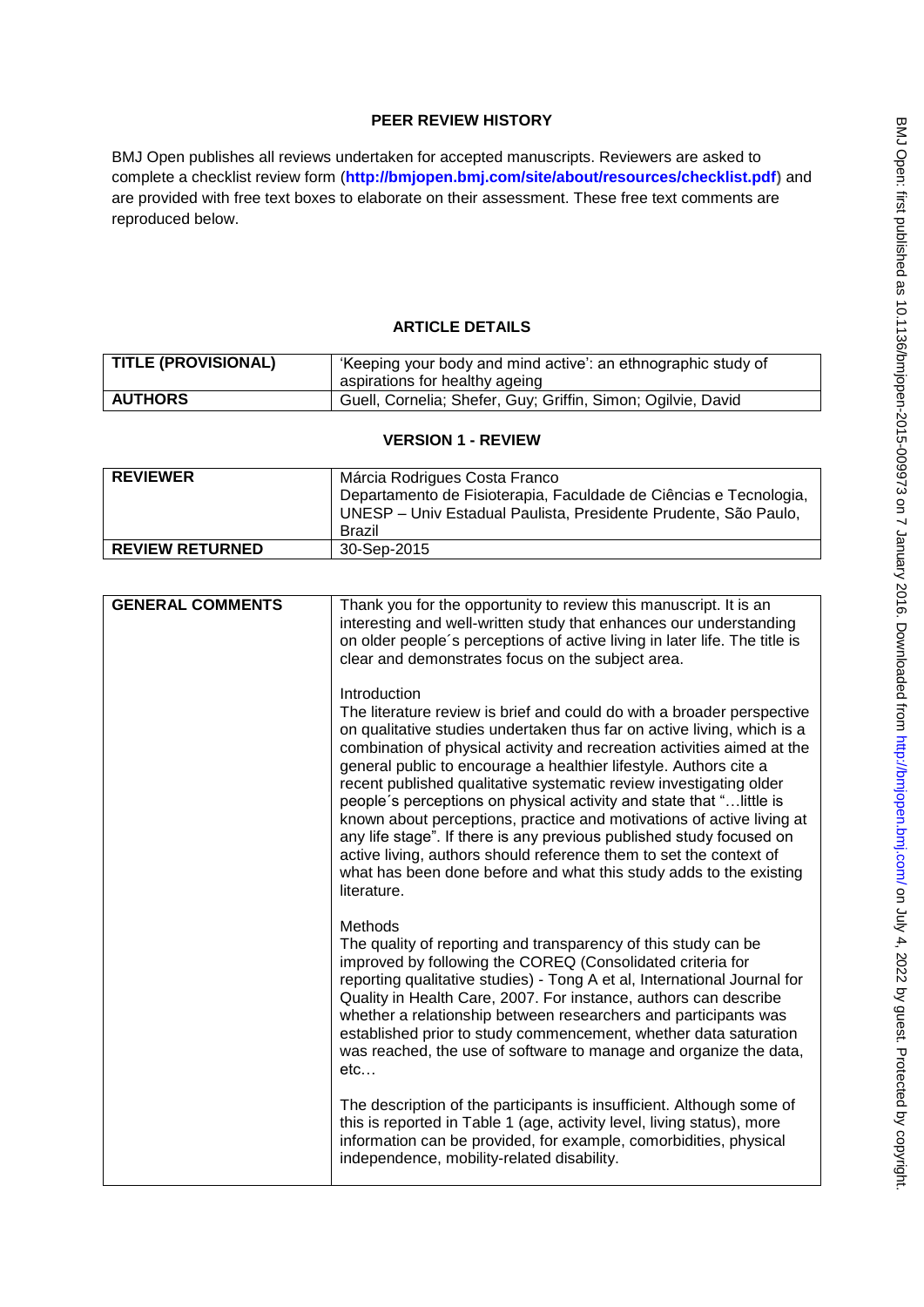## PEER REVIEW HISTORY

BMJ Open publishes all reviews undertaken for accepted manuscripts. Reviewers are asked to complete a checklist review form (**http://bmjopen.bmj.com/site/about/resources/checklist.pdf**) and are provided with free text boxes to elaborate on their assessment. These free text comments are reproduced below.

## ARTICLE DETAILS

| | |
|---|---|
| **TITLE (PROVISIONAL)** | 'Keeping your body and mind active': an ethnographic study of aspirations for healthy ageing |
| **AUTHORS** | Guell, Cornelia; Shefer, Guy; Griffin, Simon; Ogilvie, David |

## VERSION 1 - REVIEW

| | |
|---|---|
| **REVIEWER** | Márcia Rodrigues Costa Franco<br>Departamento de Fisioterapia, Faculdade de Ciências e Tecnologia, UNESP – Univ Estadual Paulista, Presidente Prudente, São Paulo, Brazil |
| **REVIEW RETURNED** | 30-Sep-2015 |

| | |
|---|---|
| **GENERAL COMMENTS** | Thank you for the opportunity to review this manuscript. It is an interesting and well-written study that enhances our understanding on older people´s perceptions of active living in later life. The title is clear and demonstrates focus on the subject area.<br><br>Introduction<br>The literature review is brief and could do with a broader perspective on qualitative studies undertaken thus far on active living, which is a combination of physical activity and recreation activities aimed at the general public to encourage a healthier lifestyle. Authors cite a recent published qualitative systematic review investigating older people´s perceptions on physical activity and state that "…little is known about perceptions, practice and motivations of active living at any life stage". If there is any previous published study focused on active living, authors should reference them to set the context of what has been done before and what this study adds to the existing literature.<br><br>Methods<br>The quality of reporting and transparency of this study can be improved by following the COREQ (Consolidated criteria for reporting qualitative studies) - Tong A et al, International Journal for Quality in Health Care, 2007. For instance, authors can describe whether a relationship between researchers and participants was established prior to study commencement, whether data saturation was reached, the use of software to manage and organize the data, etc…<br><br>The description of the participants is insufficient. Although some of this is reported in Table 1 (age, activity level, living status), more information can be provided, for example, comorbidities, physical independence, mobility-related disability. |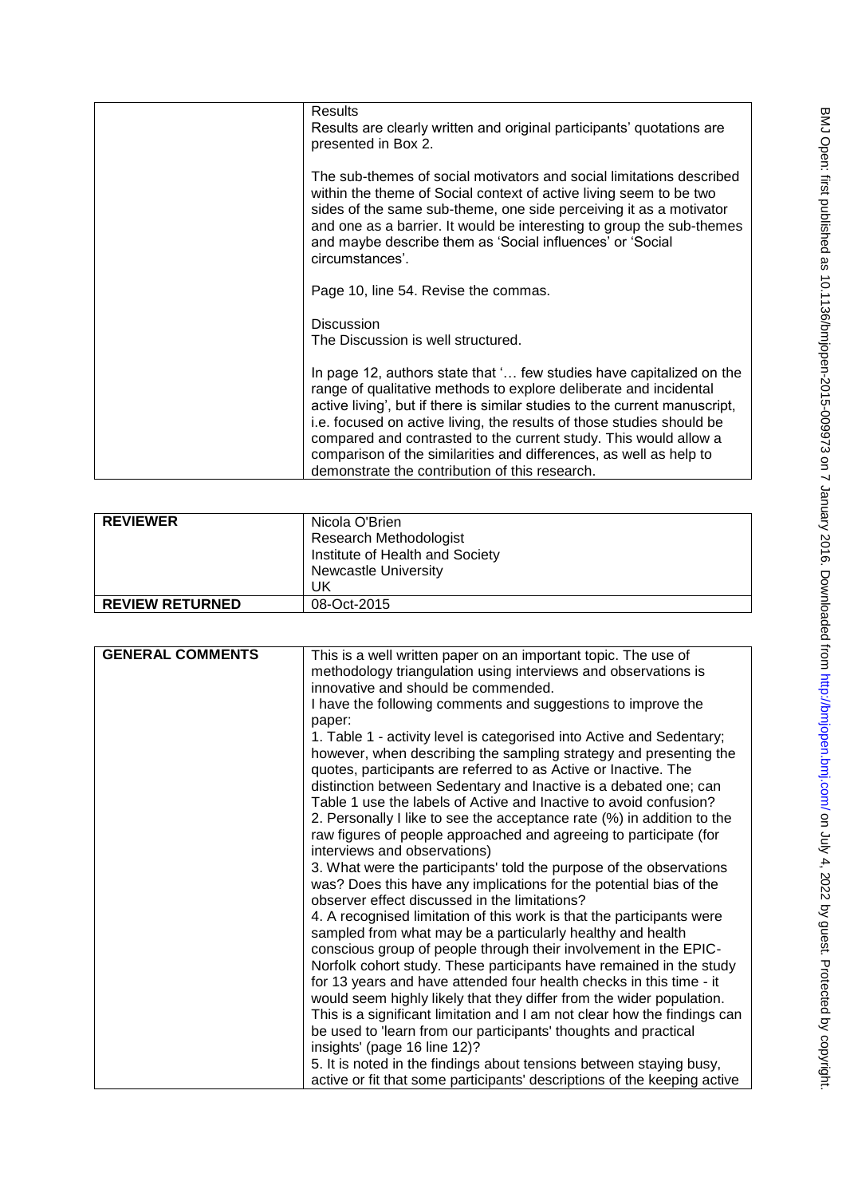| | |
|---|---|
| | Results<br>Results are clearly written and original participants' quotations are presented in Box 2.<br><br>The sub-themes of social motivators and social limitations described within the theme of Social context of active living seem to be two sides of the same sub-theme, one side perceiving it as a motivator and one as a barrier. It would be interesting to group the sub-themes and maybe describe them as 'Social influences' or 'Social circumstances'.<br><br>Page 10, line 54. Revise the commas.<br><br>Discussion<br>The Discussion is well structured.<br><br>In page 12, authors state that '… few studies have capitalized on the range of qualitative methods to explore deliberate and incidental active living', but if there is similar studies to the current manuscript, i.e. focused on active living, the results of those studies should be compared and contrasted to the current study. This would allow a comparison of the similarities and differences, as well as help to demonstrate the contribution of this research. |

| | |
|---|---|
| **REVIEWER** | Nicola O'Brien<br>Research Methodologist<br>Institute of Health and Society<br>Newcastle University<br>UK |
| **REVIEW RETURNED** | 08-Oct-2015 |

| | |
|---|---|
| **GENERAL COMMENTS** | This is a well written paper on an important topic. The use of methodology triangulation using interviews and observations is innovative and should be commended.<br>I have the following comments and suggestions to improve the paper:<br>1. Table 1 - activity level is categorised into Active and Sedentary; however, when describing the sampling strategy and presenting the quotes, participants are referred to as Active or Inactive. The distinction between Sedentary and Inactive is a debated one; can Table 1 use the labels of Active and Inactive to avoid confusion?<br>2. Personally I like to see the acceptance rate (%) in addition to the raw figures of people approached and agreeing to participate (for interviews and observations)<br>3. What were the participants' told the purpose of the observations was? Does this have any implications for the potential bias of the observer effect discussed in the limitations?<br>4. A recognised limitation of this work is that the participants were sampled from what may be a particularly healthy and health conscious group of people through their involvement in the EPIC-Norfolk cohort study. These participants have remained in the study for 13 years and have attended four health checks in this time - it would seem highly likely that they differ from the wider population. This is a significant limitation and I am not clear how the findings can be used to 'learn from our participants' thoughts and practical insights' (page 16 line 12)?<br>5. It is noted in the findings about tensions between staying busy, active or fit that some participants' descriptions of the keeping active |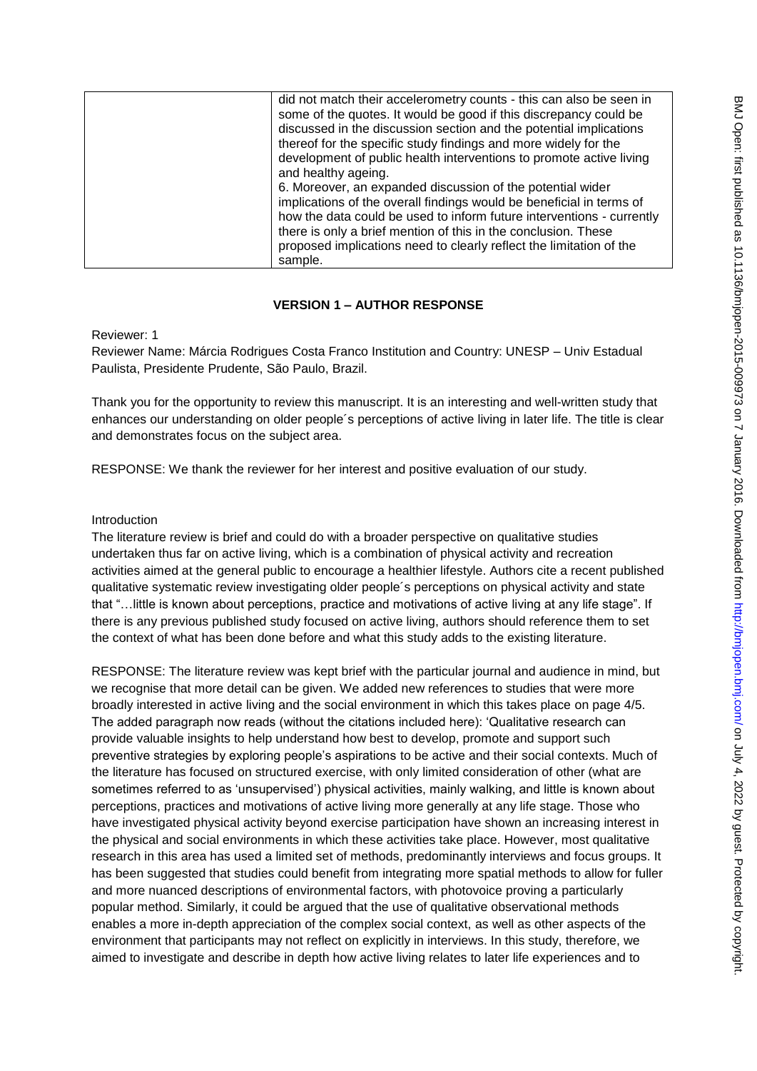| | did not match their accelerometry counts - this can also be seen in some of the quotes. It would be good if this discrepancy could be discussed in the discussion section and the potential implications thereof for the specific study findings and more widely for the development of public health interventions to promote active living and healthy ageing.<br>6. Moreover, an expanded discussion of the potential wider implications of the overall findings would be beneficial in terms of how the data could be used to inform future interventions - currently there is only a brief mention of this in the conclusion. These proposed implications need to clearly reflect the limitation of the sample. |
|---|---|

**VERSION 1 – AUTHOR RESPONSE**

Reviewer: 1

Reviewer Name: Márcia Rodrigues Costa Franco Institution and Country: UNESP – Univ Estadual Paulista, Presidente Prudente, São Paulo, Brazil.

Thank you for the opportunity to review this manuscript. It is an interesting and well-written study that enhances our understanding on older people´s perceptions of active living in later life. The title is clear and demonstrates focus on the subject area.

RESPONSE: We thank the reviewer for her interest and positive evaluation of our study.

Introduction

The literature review is brief and could do with a broader perspective on qualitative studies undertaken thus far on active living, which is a combination of physical activity and recreation activities aimed at the general public to encourage a healthier lifestyle. Authors cite a recent published qualitative systematic review investigating older people´s perceptions on physical activity and state that "…little is known about perceptions, practice and motivations of active living at any life stage". If there is any previous published study focused on active living, authors should reference them to set the context of what has been done before and what this study adds to the existing literature.

RESPONSE: The literature review was kept brief with the particular journal and audience in mind, but we recognise that more detail can be given. We added new references to studies that were more broadly interested in active living and the social environment in which this takes place on page 4/5. The added paragraph now reads (without the citations included here): 'Qualitative research can provide valuable insights to help understand how best to develop, promote and support such preventive strategies by exploring people's aspirations to be active and their social contexts. Much of the literature has focused on structured exercise, with only limited consideration of other (what are sometimes referred to as 'unsupervised') physical activities, mainly walking, and little is known about perceptions, practices and motivations of active living more generally at any life stage. Those who have investigated physical activity beyond exercise participation have shown an increasing interest in the physical and social environments in which these activities take place. However, most qualitative research in this area has used a limited set of methods, predominantly interviews and focus groups. It has been suggested that studies could benefit from integrating more spatial methods to allow for fuller and more nuanced descriptions of environmental factors, with photovoice proving a particularly popular method. Similarly, it could be argued that the use of qualitative observational methods enables a more in-depth appreciation of the complex social context, as well as other aspects of the environment that participants may not reflect on explicitly in interviews. In this study, therefore, we aimed to investigate and describe in depth how active living relates to later life experiences and to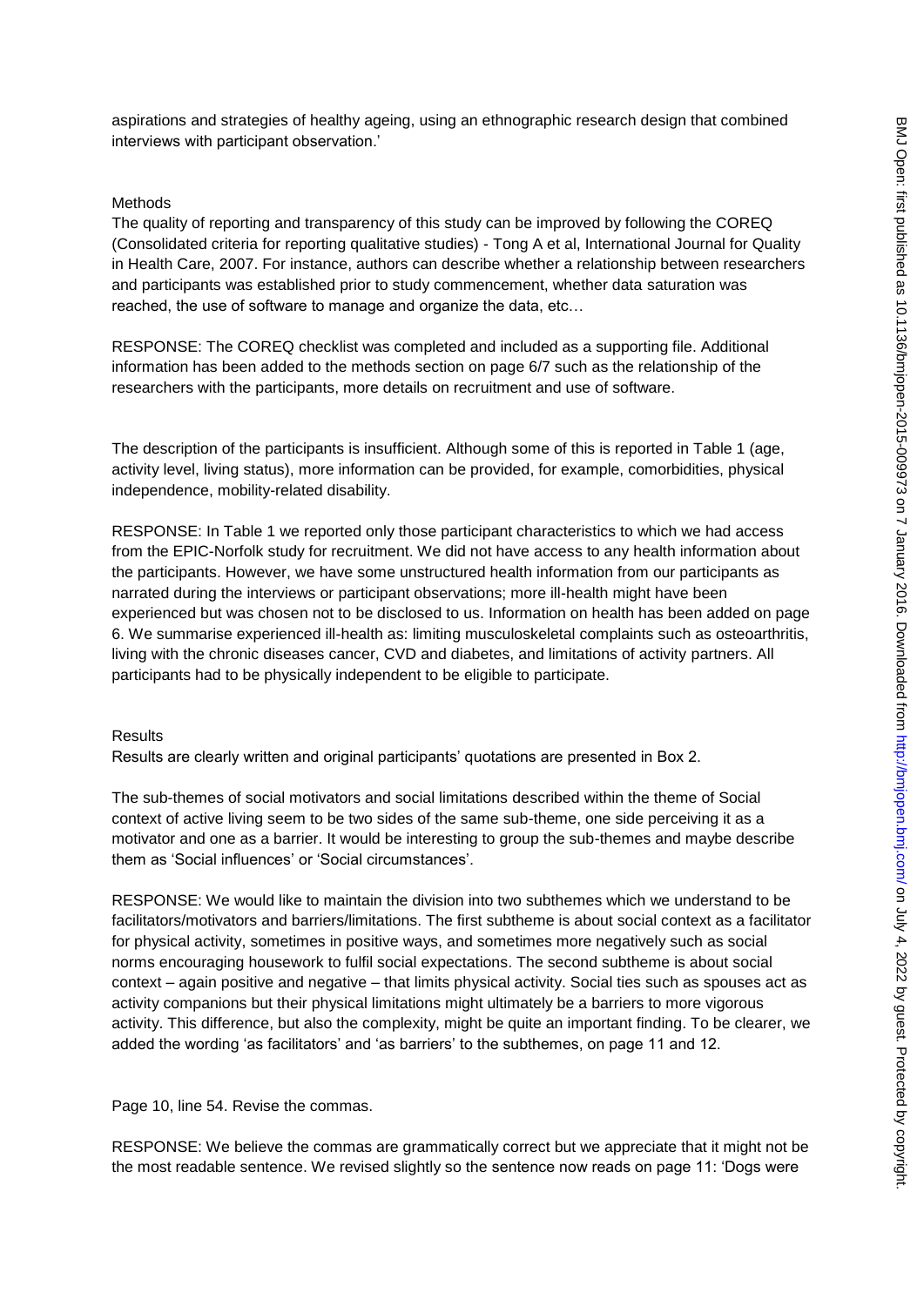aspirations and strategies of healthy ageing, using an ethnographic research design that combined interviews with participant observation.'

Methods

The quality of reporting and transparency of this study can be improved by following the COREQ (Consolidated criteria for reporting qualitative studies) - Tong A et al, International Journal for Quality in Health Care, 2007. For instance, authors can describe whether a relationship between researchers and participants was established prior to study commencement, whether data saturation was reached, the use of software to manage and organize the data, etc…

RESPONSE: The COREQ checklist was completed and included as a supporting file. Additional information has been added to the methods section on page 6/7 such as the relationship of the researchers with the participants, more details on recruitment and use of software.

The description of the participants is insufficient. Although some of this is reported in Table 1 (age, activity level, living status), more information can be provided, for example, comorbidities, physical independence, mobility-related disability.

RESPONSE: In Table 1 we reported only those participant characteristics to which we had access from the EPIC-Norfolk study for recruitment. We did not have access to any health information about the participants. However, we have some unstructured health information from our participants as narrated during the interviews or participant observations; more ill-health might have been experienced but was chosen not to be disclosed to us. Information on health has been added on page 6. We summarise experienced ill-health as: limiting musculoskeletal complaints such as osteoarthritis, living with the chronic diseases cancer, CVD and diabetes, and limitations of activity partners. All participants had to be physically independent to be eligible to participate.

Results

Results are clearly written and original participants' quotations are presented in Box 2.

The sub-themes of social motivators and social limitations described within the theme of Social context of active living seem to be two sides of the same sub-theme, one side perceiving it as a motivator and one as a barrier. It would be interesting to group the sub-themes and maybe describe them as 'Social influences' or 'Social circumstances'.

RESPONSE: We would like to maintain the division into two subthemes which we understand to be facilitators/motivators and barriers/limitations. The first subtheme is about social context as a facilitator for physical activity, sometimes in positive ways, and sometimes more negatively such as social norms encouraging housework to fulfil social expectations. The second subtheme is about social context – again positive and negative – that limits physical activity. Social ties such as spouses act as activity companions but their physical limitations might ultimately be a barriers to more vigorous activity. This difference, but also the complexity, might be quite an important finding. To be clearer, we added the wording 'as facilitators' and 'as barriers' to the subthemes, on page 11 and 12.

Page 10, line 54. Revise the commas.

RESPONSE: We believe the commas are grammatically correct but we appreciate that it might not be the most readable sentence. We revised slightly so the sentence now reads on page 11: 'Dogs were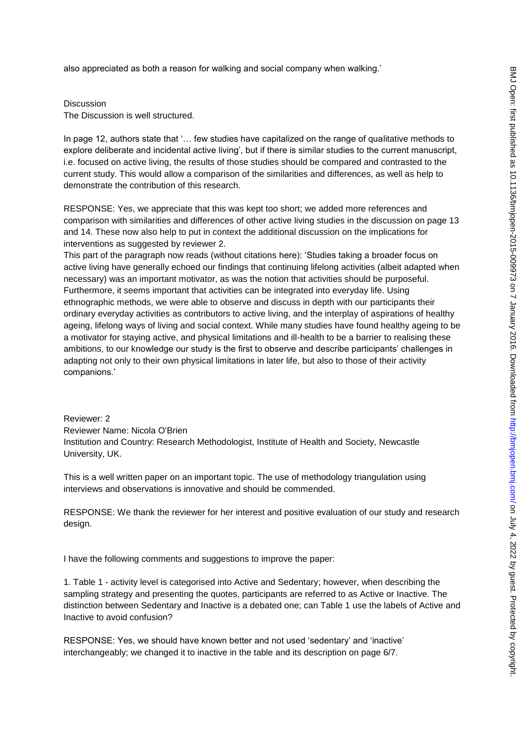also appreciated as both a reason for walking and social company when walking.'

Discussion

The Discussion is well structured.

In page 12, authors state that '… few studies have capitalized on the range of qualitative methods to explore deliberate and incidental active living', but if there is similar studies to the current manuscript, i.e. focused on active living, the results of those studies should be compared and contrasted to the current study. This would allow a comparison of the similarities and differences, as well as help to demonstrate the contribution of this research.

RESPONSE: Yes, we appreciate that this was kept too short; we added more references and comparison with similarities and differences of other active living studies in the discussion on page 13 and 14. These now also help to put in context the additional discussion on the implications for interventions as suggested by reviewer 2.

This part of the paragraph now reads (without citations here): 'Studies taking a broader focus on active living have generally echoed our findings that continuing lifelong activities (albeit adapted when necessary) was an important motivator, as was the notion that activities should be purposeful. Furthermore, it seems important that activities can be integrated into everyday life. Using ethnographic methods, we were able to observe and discuss in depth with our participants their ordinary everyday activities as contributors to active living, and the interplay of aspirations of healthy ageing, lifelong ways of living and social context. While many studies have found healthy ageing to be a motivator for staying active, and physical limitations and ill-health to be a barrier to realising these ambitions, to our knowledge our study is the first to observe and describe participants' challenges in adapting not only to their own physical limitations in later life, but also to those of their activity companions.'

Reviewer: 2

Reviewer Name: Nicola O'Brien

Institution and Country: Research Methodologist, Institute of Health and Society, Newcastle University, UK.

This is a well written paper on an important topic. The use of methodology triangulation using interviews and observations is innovative and should be commended.

RESPONSE: We thank the reviewer for her interest and positive evaluation of our study and research design.

I have the following comments and suggestions to improve the paper:

1. Table 1 - activity level is categorised into Active and Sedentary; however, when describing the sampling strategy and presenting the quotes, participants are referred to as Active or Inactive. The distinction between Sedentary and Inactive is a debated one; can Table 1 use the labels of Active and Inactive to avoid confusion?

RESPONSE: Yes, we should have known better and not used 'sedentary' and 'inactive' interchangeably; we changed it to inactive in the table and its description on page 6/7.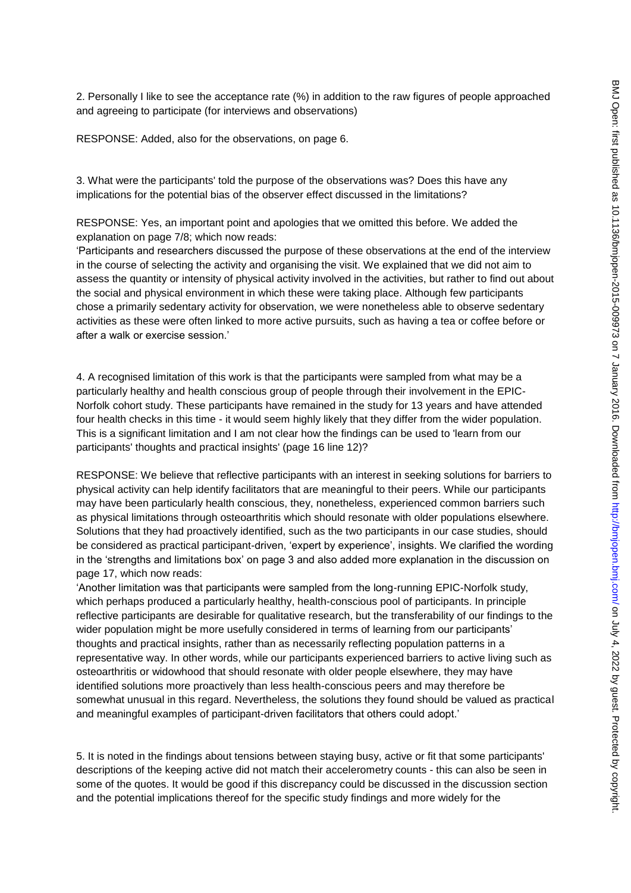2. Personally I like to see the acceptance rate (%) in addition to the raw figures of people approached and agreeing to participate (for interviews and observations)

RESPONSE: Added, also for the observations, on page 6.

3. What were the participants' told the purpose of the observations was? Does this have any implications for the potential bias of the observer effect discussed in the limitations?

RESPONSE: Yes, an important point and apologies that we omitted this before. We added the explanation on page 7/8; which now reads:
'Participants and researchers discussed the purpose of these observations at the end of the interview in the course of selecting the activity and organising the visit. We explained that we did not aim to assess the quantity or intensity of physical activity involved in the activities, but rather to find out about the social and physical environment in which these were taking place. Although few participants chose a primarily sedentary activity for observation, we were nonetheless able to observe sedentary activities as these were often linked to more active pursuits, such as having a tea or coffee before or after a walk or exercise session.'

4. A recognised limitation of this work is that the participants were sampled from what may be a particularly healthy and health conscious group of people through their involvement in the EPIC-Norfolk cohort study. These participants have remained in the study for 13 years and have attended four health checks in this time - it would seem highly likely that they differ from the wider population. This is a significant limitation and I am not clear how the findings can be used to 'learn from our participants' thoughts and practical insights' (page 16 line 12)?

RESPONSE: We believe that reflective participants with an interest in seeking solutions for barriers to physical activity can help identify facilitators that are meaningful to their peers. While our participants may have been particularly health conscious, they, nonetheless, experienced common barriers such as physical limitations through osteoarthritis which should resonate with older populations elsewhere. Solutions that they had proactively identified, such as the two participants in our case studies, should be considered as practical participant-driven, 'expert by experience', insights. We clarified the wording in the 'strengths and limitations box' on page 3 and also added more explanation in the discussion on page 17, which now reads:
'Another limitation was that participants were sampled from the long-running EPIC-Norfolk study, which perhaps produced a particularly healthy, health-conscious pool of participants. In principle reflective participants are desirable for qualitative research, but the transferability of our findings to the wider population might be more usefully considered in terms of learning from our participants' thoughts and practical insights, rather than as necessarily reflecting population patterns in a representative way. In other words, while our participants experienced barriers to active living such as osteoarthritis or widowhood that should resonate with older people elsewhere, they may have identified solutions more proactively than less health-conscious peers and may therefore be somewhat unusual in this regard. Nevertheless, the solutions they found should be valued as practical and meaningful examples of participant-driven facilitators that others could adopt.'

5. It is noted in the findings about tensions between staying busy, active or fit that some participants' descriptions of the keeping active did not match their accelerometry counts - this can also be seen in some of the quotes. It would be good if this discrepancy could be discussed in the discussion section and the potential implications thereof for the specific study findings and more widely for the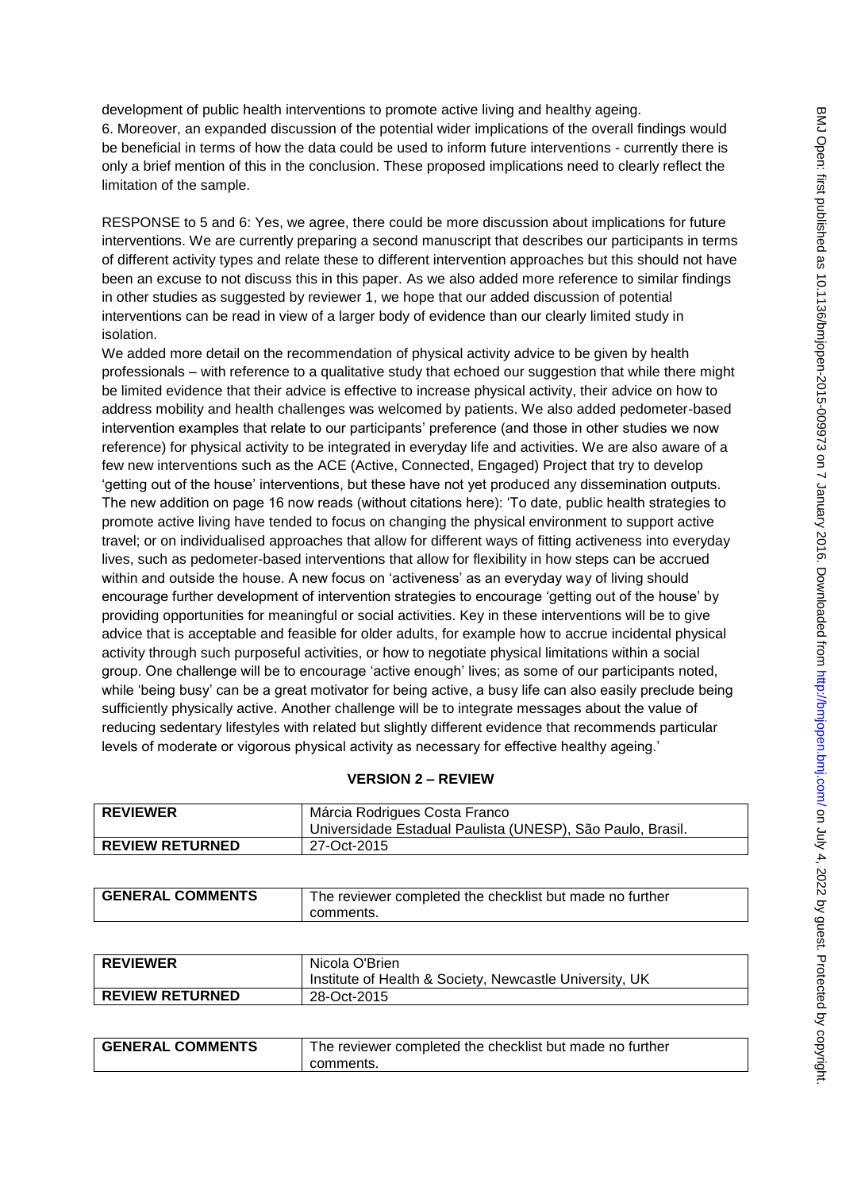development of public health interventions to promote active living and healthy ageing.

6. Moreover, an expanded discussion of the potential wider implications of the overall findings would be beneficial in terms of how the data could be used to inform future interventions - currently there is only a brief mention of this in the conclusion. These proposed implications need to clearly reflect the limitation of the sample.

RESPONSE to 5 and 6: Yes, we agree, there could be more discussion about implications for future interventions. We are currently preparing a second manuscript that describes our participants in terms of different activity types and relate these to different intervention approaches but this should not have been an excuse to not discuss this in this paper. As we also added more reference to similar findings in other studies as suggested by reviewer 1, we hope that our added discussion of potential interventions can be read in view of a larger body of evidence than our clearly limited study in isolation.

We added more detail on the recommendation of physical activity advice to be given by health professionals – with reference to a qualitative study that echoed our suggestion that while there might be limited evidence that their advice is effective to increase physical activity, their advice on how to address mobility and health challenges was welcomed by patients. We also added pedometer-based intervention examples that relate to our participants' preference (and those in other studies we now reference) for physical activity to be integrated in everyday life and activities. We are also aware of a few new interventions such as the ACE (Active, Connected, Engaged) Project that try to develop 'getting out of the house' interventions, but these have not yet produced any dissemination outputs. The new addition on page 16 now reads (without citations here): 'To date, public health strategies to promote active living have tended to focus on changing the physical environment to support active travel; or on individualised approaches that allow for different ways of fitting activeness into everyday lives, such as pedometer-based interventions that allow for flexibility in how steps can be accrued within and outside the house. A new focus on 'activeness' as an everyday way of living should encourage further development of intervention strategies to encourage 'getting out of the house' by providing opportunities for meaningful or social activities. Key in these interventions will be to give advice that is acceptable and feasible for older adults, for example how to accrue incidental physical activity through such purposeful activities, or how to negotiate physical limitations within a social group. One challenge will be to encourage 'active enough' lives; as some of our participants noted, while 'being busy' can be a great motivator for being active, a busy life can also easily preclude being sufficiently physically active. Another challenge will be to integrate messages about the value of reducing sedentary lifestyles with related but slightly different evidence that recommends particular levels of moderate or vigorous physical activity as necessary for effective healthy ageing.'

**VERSION 2 – REVIEW**

| | |
|---|---|
| **REVIEWER** | Márcia Rodrigues Costa Franco<br>Universidade Estadual Paulista (UNESP), São Paulo, Brasil. |
| **REVIEW RETURNED** | 27-Oct-2015 |

| | |
|---|---|
| **GENERAL COMMENTS** | The reviewer completed the checklist but made no further comments. |

| | |
|---|---|
| **REVIEWER** | Nicola O'Brien<br>Institute of Health & Society, Newcastle University, UK |
| **REVIEW RETURNED** | 28-Oct-2015 |

| | |
|---|---|
| **GENERAL COMMENTS** | The reviewer completed the checklist but made no further comments. |